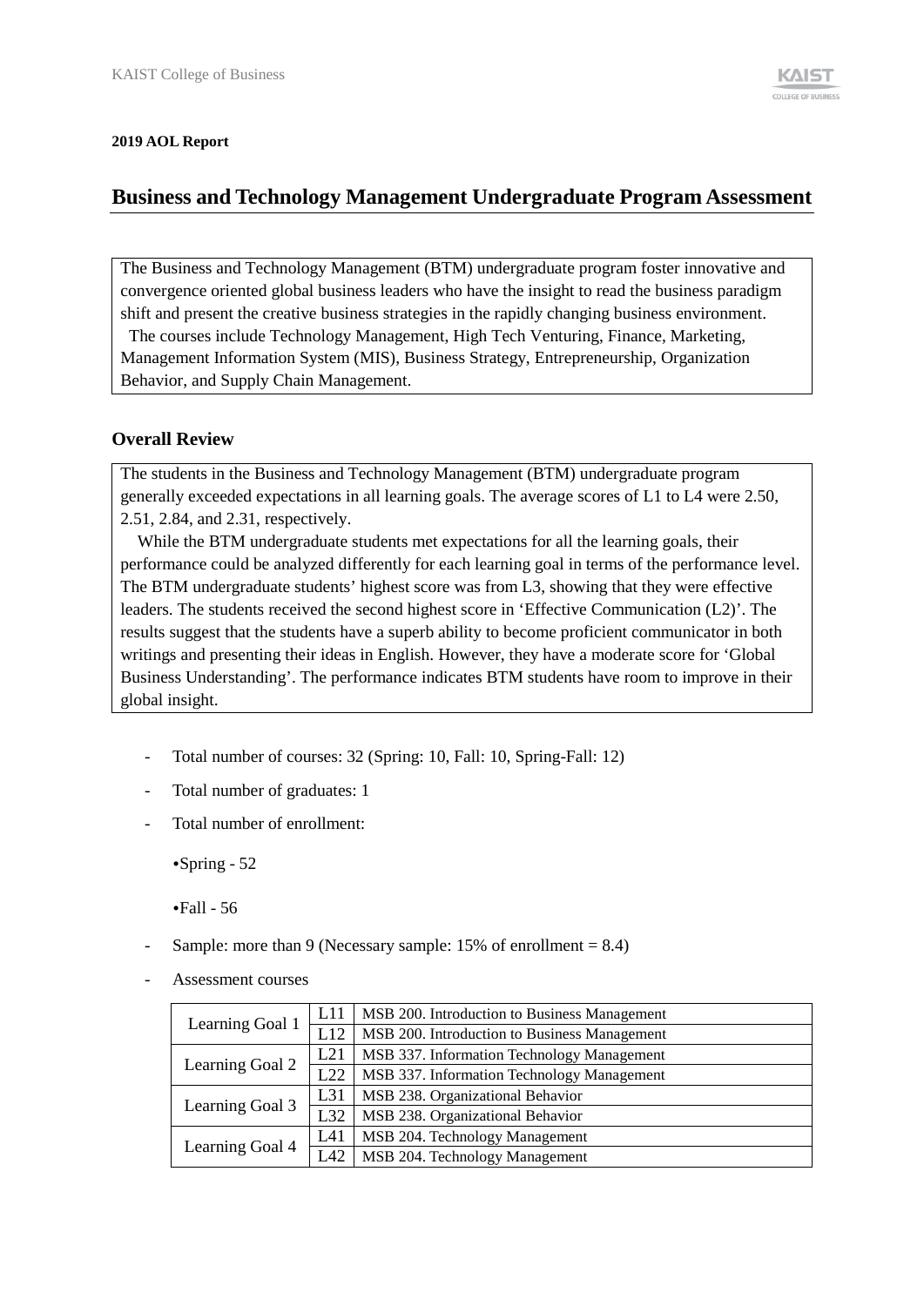**2019 AOL Report**

# Business and Technology Management Undergraduate Program Assessment

The Business and Technology Management (BTM) undergraduate program foster innovative and convergence oriented global business leaders who have the insight to read the business paradigm shift and present the creative business strategies in the rapidly changing business environment.

The courses include Technology Management, High Tech Venturing, Finance, Marketing, Management Information System (MIS), Business Strategy, Entrepreneurship, Organization Behavior, and Supply Chain Management.

## Overall Review

The students in the Business and Technology Management (BTM) undergraduate program generally exceeded expectations in all learning goals. The average scores of L1 to L4 were 2.50, 2.51, 2.84, and 2.31, respectively.

While the BTM undergraduate students met expectations for all the learning goals, their performance could be analyzed differently for each learning goal in terms of the performance level. The BTM undergraduate students' highest score was from L3, showing that they were effective leaders. The students received the second highest score in 'Effective Communication (L2)'. The results suggest that the students have a superb ability to become proficient communicator in both writings and presenting their ideas in English. However, they have a moderate score for 'Global Business Understanding'. The performance indicates BTM students have room to improve in their global insight.

- Total number of courses: 32 (Spring: 10, Fall: 10, Spring-Fall: 12)
- Total number of graduates: 1
- Total number of enrollment:
  - Spring - 52
  - Fall - 56
- Sample: more than 9 (Necessary sample: 15% of enrollment = 8.4)
- Assessment courses

| | | |
|---|---|---|
| Learning Goal 1 | L11 | MSB 200. Introduction to Business Management |
| | L12 | MSB 200. Introduction to Business Management |
| Learning Goal 2 | L21 | MSB 337. Information Technology Management |
| | L22 | MSB 337. Information Technology Management |
| Learning Goal 3 | L31 | MSB 238. Organizational Behavior |
| | L32 | MSB 238. Organizational Behavior |
| Learning Goal 4 | L41 | MSB 204. Technology Management |
| | L42 | MSB 204. Technology Management |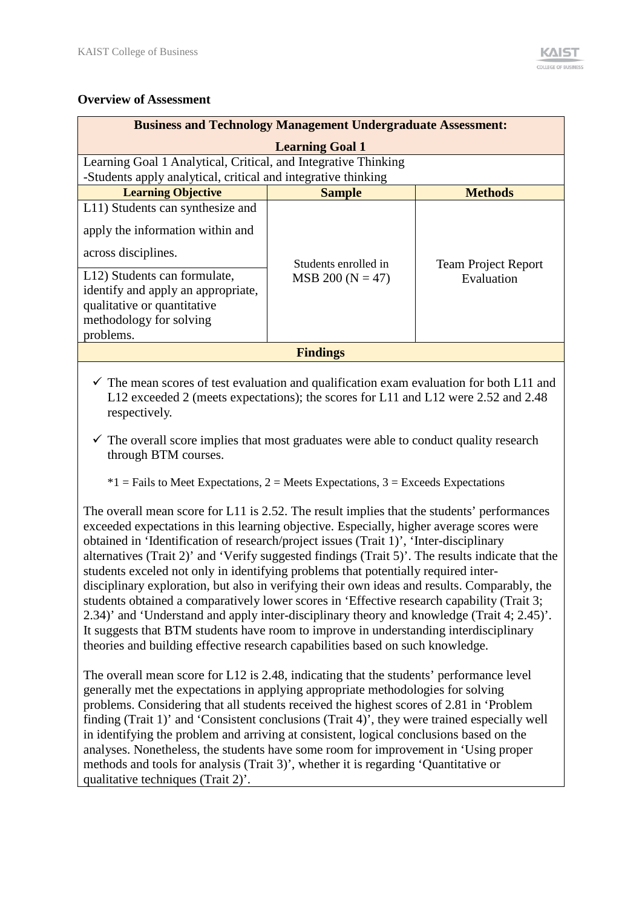## Overview of Assessment

| Business and Technology Management Undergraduate Assessment: Learning Goal 1 | | |
|---|---|---|
| Learning Goal 1 Analytical, Critical, and Integrative Thinking<br>-Students apply analytical, critical and integrative thinking | | |
| **Learning Objective** | **Sample** | **Methods** |
| L11) Students can synthesize and apply the information within and across disciplines. | Students enrolled in MSB 200 (N = 47) | Team Project Report Evaluation |
| L12) Students can formulate, identify and apply an appropriate, qualitative or quantitative methodology for solving problems. | | |

**Findings**

- ✓ The mean scores of test evaluation and qualification exam evaluation for both L11 and L12 exceeded 2 (meets expectations); the scores for L11 and L12 were 2.52 and 2.48 respectively.
- ✓ The overall score implies that most graduates were able to conduct quality research through BTM courses.

*1 = Fails to Meet Expectations, 2 = Meets Expectations, 3 = Exceeds Expectations

The overall mean score for L11 is 2.52. The result implies that the students' performances exceeded expectations in this learning objective. Especially, higher average scores were obtained in 'Identification of research/project issues (Trait 1)', 'Inter-disciplinary alternatives (Trait 2)' and 'Verify suggested findings (Trait 5)'. The results indicate that the students exceled not only in identifying problems that potentially required inter-disciplinary exploration, but also in verifying their own ideas and results. Comparably, the students obtained a comparatively lower scores in 'Effective research capability (Trait 3; 2.34)' and 'Understand and apply inter-disciplinary theory and knowledge (Trait 4; 2.45)'. It suggests that BTM students have room to improve in understanding interdisciplinary theories and building effective research capabilities based on such knowledge.

The overall mean score for L12 is 2.48, indicating that the students' performance level generally met the expectations in applying appropriate methodologies for solving problems. Considering that all students received the highest scores of 2.81 in 'Problem finding (Trait 1)' and 'Consistent conclusions (Trait 4)', they were trained especially well in identifying the problem and arriving at consistent, logical conclusions based on the analyses. Nonetheless, the students have some room for improvement in 'Using proper methods and tools for analysis (Trait 3)', whether it is regarding 'Quantitative or qualitative techniques (Trait 2)'.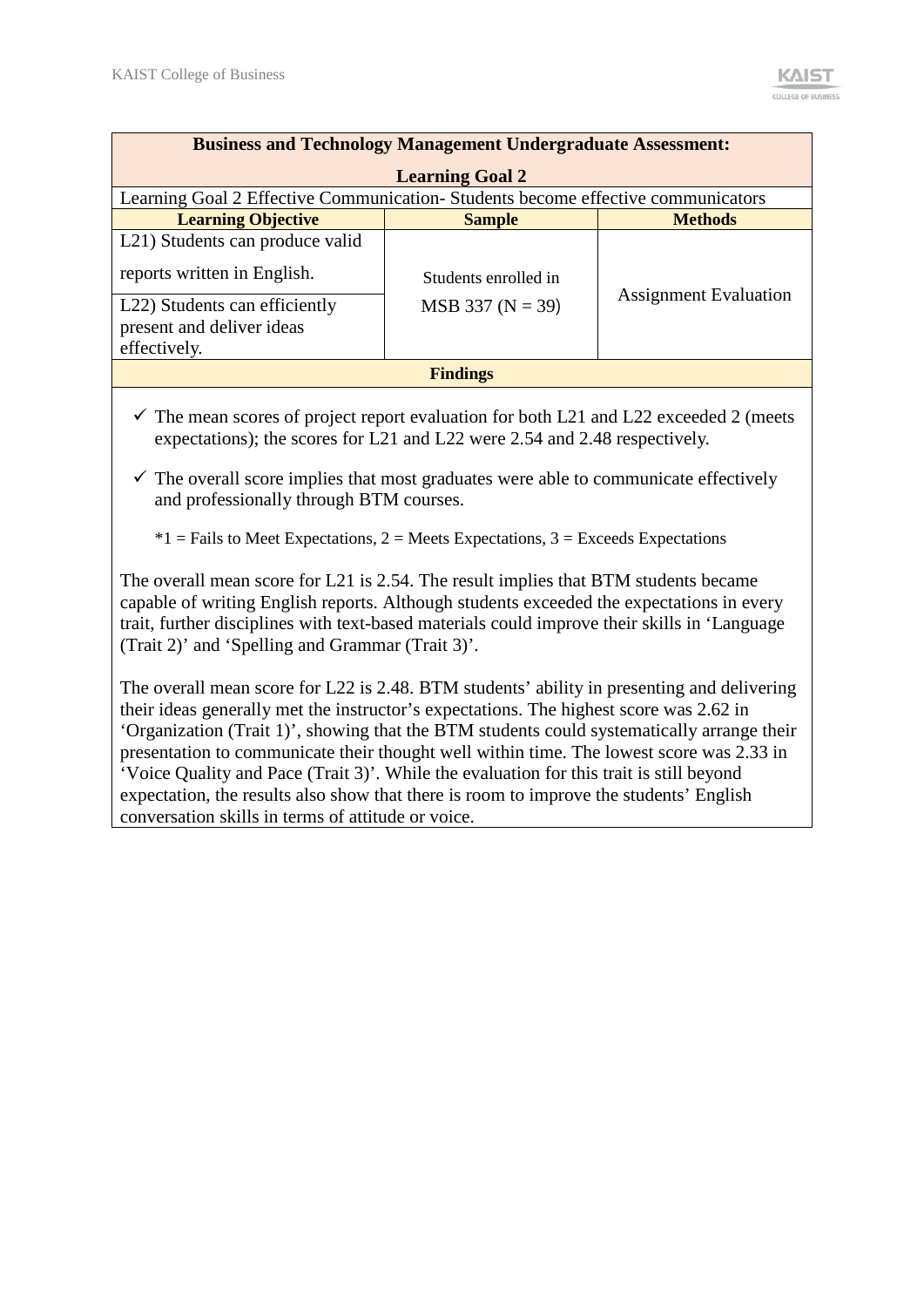| Business and Technology Management Undergraduate Assessment: Learning Goal 2 | | |
|---|---|---|
| Learning Goal 2 Effective Communication- Students become effective communicators | | |
| **Learning Objective** | **Sample** | **Methods** |
| L21) Students can produce valid reports written in English. | Students enrolled in MSB 337 (N = 39) | Assignment Evaluation |
| L22) Students can efficiently present and deliver ideas effectively. | | |

**Findings**

- ✓ The mean scores of project report evaluation for both L21 and L22 exceeded 2 (meets expectations); the scores for L21 and L22 were 2.54 and 2.48 respectively.
- ✓ The overall score implies that most graduates were able to communicate effectively and professionally through BTM courses.

*1 = Fails to Meet Expectations, 2 = Meets Expectations, 3 = Exceeds Expectations

The overall mean score for L21 is 2.54. The result implies that BTM students became capable of writing English reports. Although students exceeded the expectations in every trait, further disciplines with text-based materials could improve their skills in 'Language (Trait 2)' and 'Spelling and Grammar (Trait 3)'.

The overall mean score for L22 is 2.48. BTM students' ability in presenting and delivering their ideas generally met the instructor's expectations. The highest score was 2.62 in 'Organization (Trait 1)', showing that the BTM students could systematically arrange their presentation to communicate their thought well within time. The lowest score was 2.33 in 'Voice Quality and Pace (Trait 3)'. While the evaluation for this trait is still beyond expectation, the results also show that there is room to improve the students' English conversation skills in terms of attitude or voice.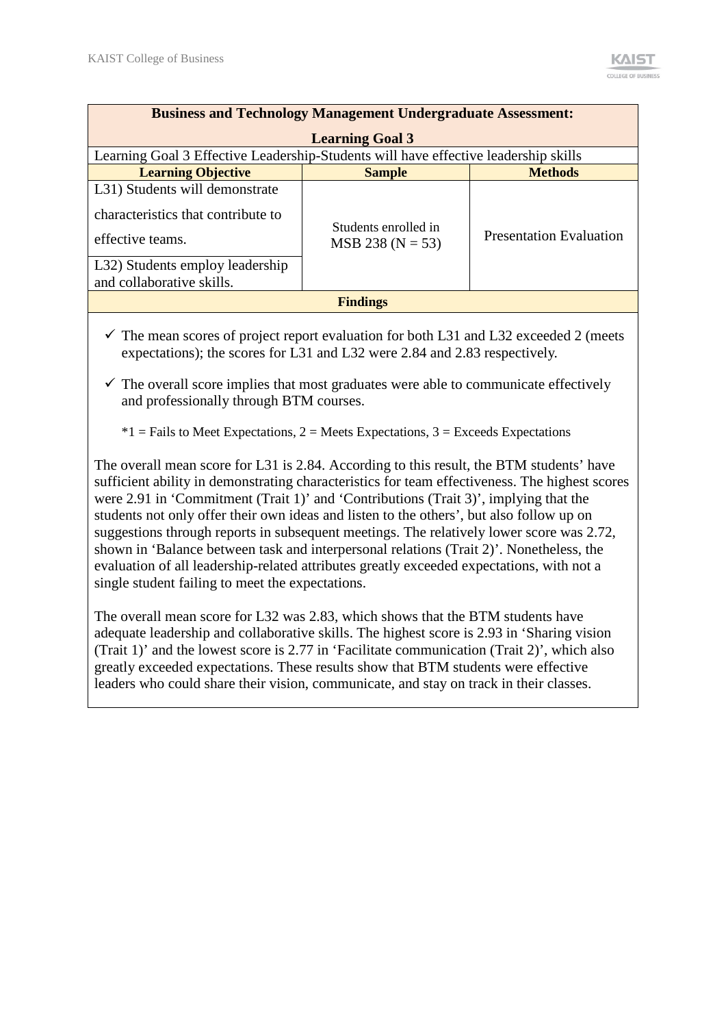| Business and Technology Management Undergraduate Assessment: Learning Goal 3 | | |
|---|---|---|
| Learning Goal 3 Effective Leadership-Students will have effective leadership skills | | |
| **Learning Objective** | **Sample** | **Methods** |
| L31) Students will demonstrate characteristics that contribute to effective teams. | Students enrolled in MSB 238 (N = 53) | Presentation Evaluation |
| L32) Students employ leadership and collaborative skills. | | |

**Findings**

- ✓ The mean scores of project report evaluation for both L31 and L32 exceeded 2 (meets expectations); the scores for L31 and L32 were 2.84 and 2.83 respectively.
- ✓ The overall score implies that most graduates were able to communicate effectively and professionally through BTM courses.

  *1 = Fails to Meet Expectations, 2 = Meets Expectations, 3 = Exceeds Expectations

The overall mean score for L31 is 2.84. According to this result, the BTM students' have sufficient ability in demonstrating characteristics for team effectiveness. The highest scores were 2.91 in 'Commitment (Trait 1)' and 'Contributions (Trait 3)', implying that the students not only offer their own ideas and listen to the others', but also follow up on suggestions through reports in subsequent meetings. The relatively lower score was 2.72, shown in 'Balance between task and interpersonal relations (Trait 2)'. Nonetheless, the evaluation of all leadership-related attributes greatly exceeded expectations, with not a single student failing to meet the expectations.

The overall mean score for L32 was 2.83, which shows that the BTM students have adequate leadership and collaborative skills. The highest score is 2.93 in 'Sharing vision (Trait 1)' and the lowest score is 2.77 in 'Facilitate communication (Trait 2)', which also greatly exceeded expectations. These results show that BTM students were effective leaders who could share their vision, communicate, and stay on track in their classes.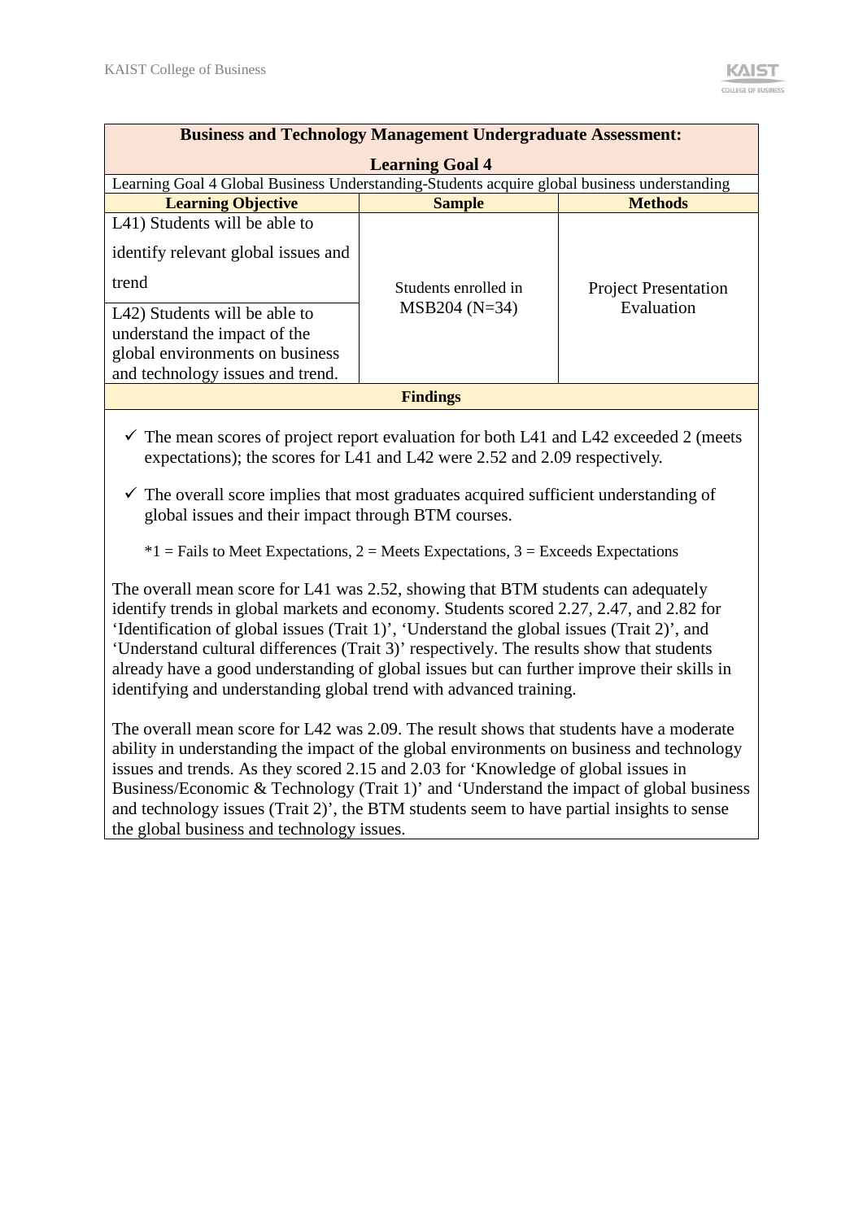| Business and Technology Management Undergraduate Assessment: Learning Goal 4 | | |
|---|---|---|
| Learning Goal 4 Global Business Understanding-Students acquire global business understanding | | |
| **Learning Objective** | **Sample** | **Methods** |
| L41) Students will be able to identify relevant global issues and trend | Students enrolled in MSB204 (N=34) | Project Presentation Evaluation |
| L42) Students will be able to understand the impact of the global environments on business and technology issues and trend. | | |

**Findings**

- ✓ The mean scores of project report evaluation for both L41 and L42 exceeded 2 (meets expectations); the scores for L41 and L42 were 2.52 and 2.09 respectively.
- ✓ The overall score implies that most graduates acquired sufficient understanding of global issues and their impact through BTM courses.

  *1 = Fails to Meet Expectations, 2 = Meets Expectations, 3 = Exceeds Expectations

The overall mean score for L41 was 2.52, showing that BTM students can adequately identify trends in global markets and economy. Students scored 2.27, 2.47, and 2.82 for 'Identification of global issues (Trait 1)', 'Understand the global issues (Trait 2)', and 'Understand cultural differences (Trait 3)' respectively. The results show that students already have a good understanding of global issues but can further improve their skills in identifying and understanding global trend with advanced training.

The overall mean score for L42 was 2.09. The result shows that students have a moderate ability in understanding the impact of the global environments on business and technology issues and trends. As they scored 2.15 and 2.03 for 'Knowledge of global issues in Business/Economic & Technology (Trait 1)' and 'Understand the impact of global business and technology issues (Trait 2)', the BTM students seem to have partial insights to sense the global business and technology issues.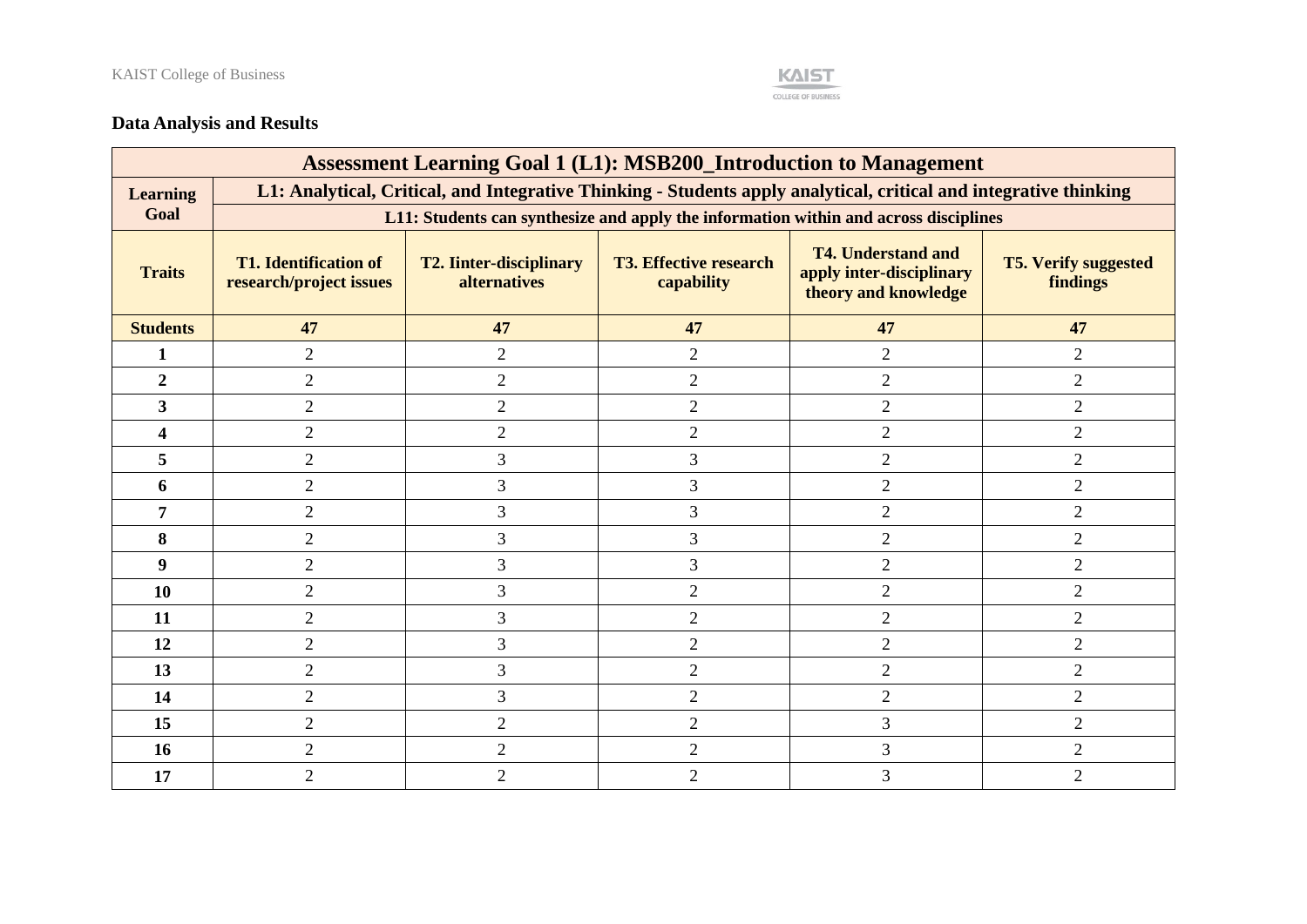## Data Analysis and Results

| Assessment Learning Goal 1 (L1): MSB200_Introduction to Management | | | | | |
|---|---|---|---|---|---|
| **Learning Goal** | **L1: Analytical, Critical, and Integrative Thinking - Students apply analytical, critical and integrative thinking** | | | | |
| | **L11: Students can synthesize and apply the information within and across disciplines** | | | | |
| **Traits** | **T1. Identification of research/project issues** | **T2. Iinter-disciplinary alternatives** | **T3. Effective research capability** | **T4. Understand and apply inter-disciplinary theory and knowledge** | **T5. Verify suggested findings** |
| **Students** | **47** | **47** | **47** | **47** | **47** |
| **1** | 2 | 2 | 2 | 2 | 2 |
| **2** | 2 | 2 | 2 | 2 | 2 |
| **3** | 2 | 2 | 2 | 2 | 2 |
| **4** | 2 | 2 | 2 | 2 | 2 |
| **5** | 2 | 3 | 3 | 2 | 2 |
| **6** | 2 | 3 | 3 | 2 | 2 |
| **7** | 2 | 3 | 3 | 2 | 2 |
| **8** | 2 | 3 | 3 | 2 | 2 |
| **9** | 2 | 3 | 3 | 2 | 2 |
| **10** | 2 | 3 | 2 | 2 | 2 |
| **11** | 2 | 3 | 2 | 2 | 2 |
| **12** | 2 | 3 | 2 | 2 | 2 |
| **13** | 2 | 3 | 2 | 2 | 2 |
| **14** | 2 | 3 | 2 | 2 | 2 |
| **15** | 2 | 2 | 2 | 3 | 2 |
| **16** | 2 | 2 | 2 | 3 | 2 |
| **17** | 2 | 2 | 2 | 3 | 2 |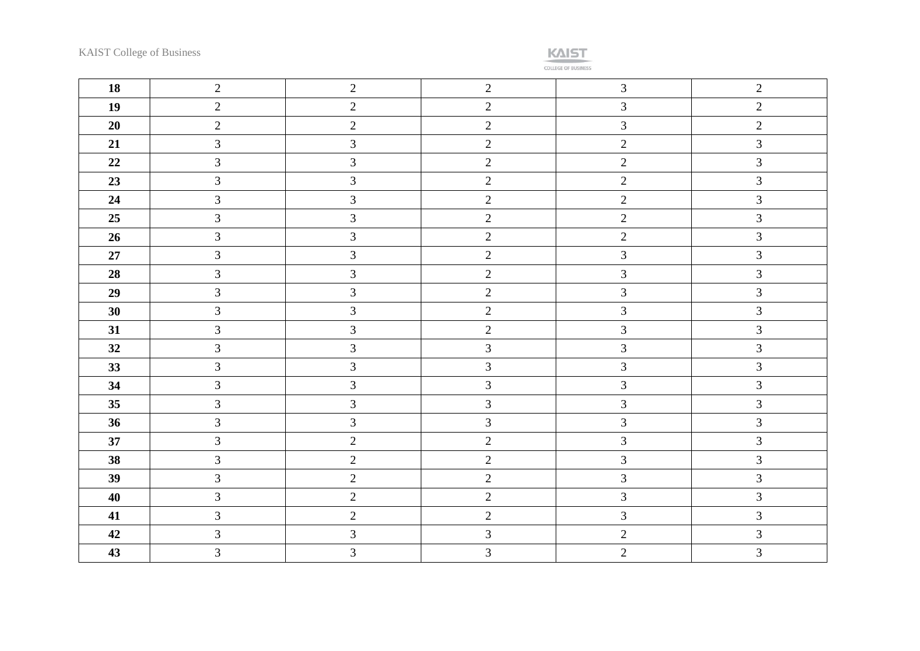| | | | | | |
|---|---|---|---|---|---|
| **18** | 2 | 2 | 2 | 3 | 2 |
| **19** | 2 | 2 | 2 | 3 | 2 |
| **20** | 2 | 2 | 2 | 3 | 2 |
| **21** | 3 | 3 | 2 | 2 | 3 |
| **22** | 3 | 3 | 2 | 2 | 3 |
| **23** | 3 | 3 | 2 | 2 | 3 |
| **24** | 3 | 3 | 2 | 2 | 3 |
| **25** | 3 | 3 | 2 | 2 | 3 |
| **26** | 3 | 3 | 2 | 2 | 3 |
| **27** | 3 | 3 | 2 | 3 | 3 |
| **28** | 3 | 3 | 2 | 3 | 3 |
| **29** | 3 | 3 | 2 | 3 | 3 |
| **30** | 3 | 3 | 2 | 3 | 3 |
| **31** | 3 | 3 | 2 | 3 | 3 |
| **32** | 3 | 3 | 3 | 3 | 3 |
| **33** | 3 | 3 | 3 | 3 | 3 |
| **34** | 3 | 3 | 3 | 3 | 3 |
| **35** | 3 | 3 | 3 | 3 | 3 |
| **36** | 3 | 3 | 3 | 3 | 3 |
| **37** | 3 | 2 | 2 | 3 | 3 |
| **38** | 3 | 2 | 2 | 3 | 3 |
| **39** | 3 | 2 | 2 | 3 | 3 |
| **40** | 3 | 2 | 2 | 3 | 3 |
| **41** | 3 | 2 | 2 | 3 | 3 |
| **42** | 3 | 3 | 3 | 2 | 3 |
| **43** | 3 | 3 | 3 | 2 | 3 |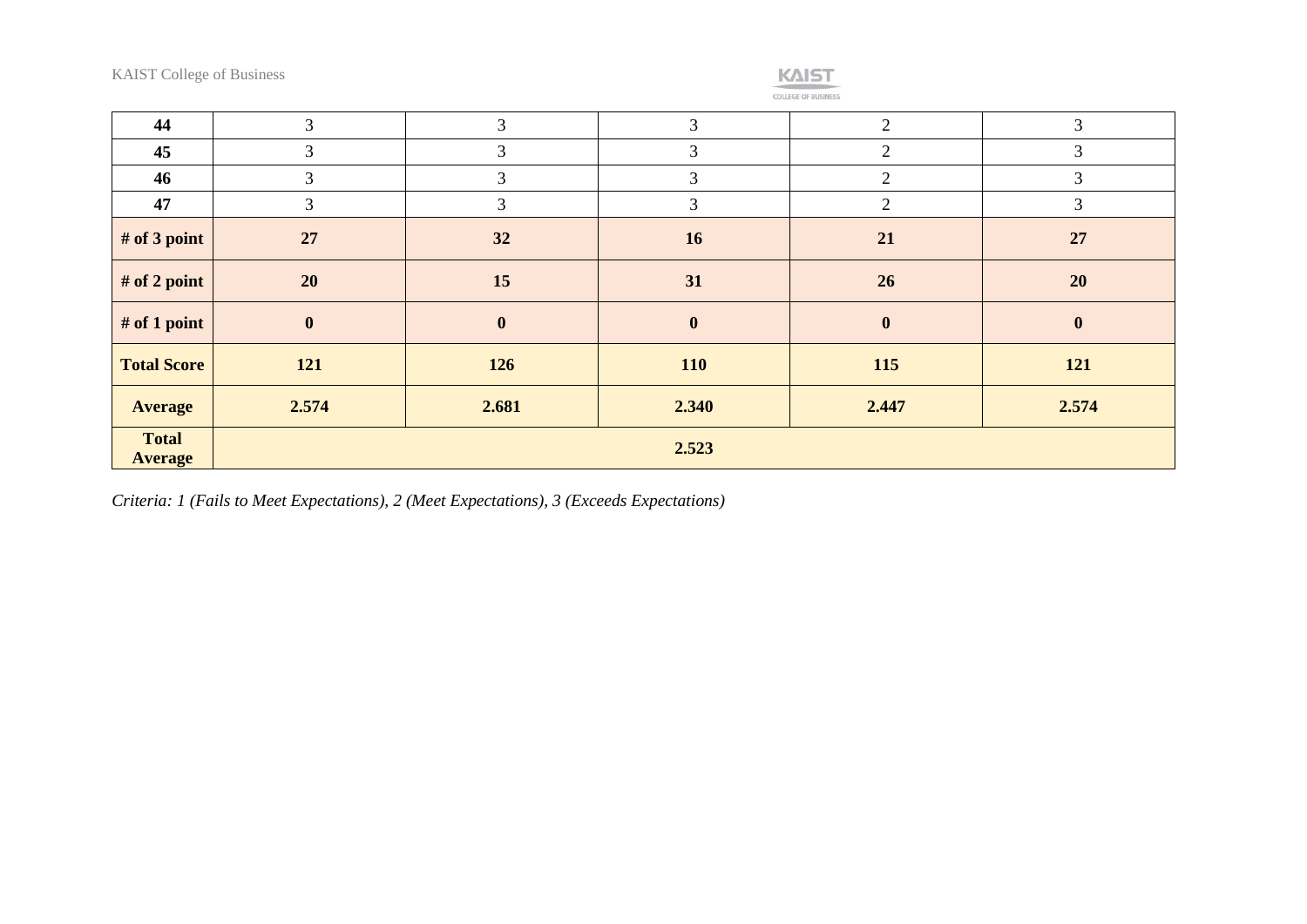| 44 | 3 | 3 | 3 | 2 | 3 |
|---|---|---|---|---|---|
| 45 | 3 | 3 | 3 | 2 | 3 |
| 46 | 3 | 3 | 3 | 2 | 3 |
| 47 | 3 | 3 | 3 | 2 | 3 |
| **# of 3 point** | **27** | **32** | **16** | **21** | **27** |
| **# of 2 point** | **20** | **15** | **31** | **26** | **20** |
| **# of 1 point** | **0** | **0** | **0** | **0** | **0** |
| **Total Score** | **121** | **126** | **110** | **115** | **121** |
| **Average** | **2.574** | **2.681** | **2.340** | **2.447** | **2.574** |
| **Total Average** | **2.523** | | | | |

*Criteria: 1 (Fails to Meet Expectations), 2 (Meet Expectations), 3 (Exceeds Expectations)*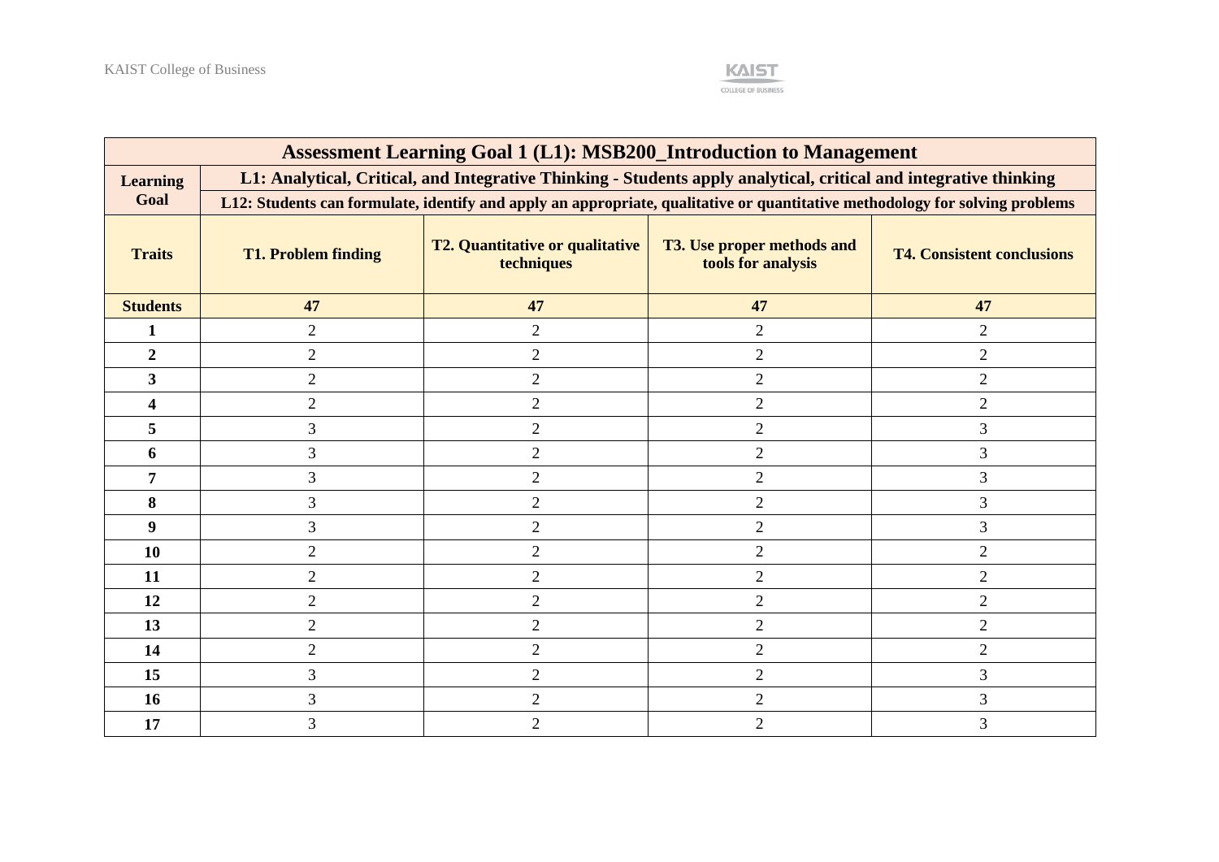| Assessment Learning Goal 1 (L1): MSB200_Introduction to Management | | | | |
|---|---|---|---|---|
| **Learning Goal** | **L1: Analytical, Critical, and Integrative Thinking - Students apply analytical, critical and integrative thinking** | | | |
| | **L12: Students can formulate, identify and apply an appropriate, qualitative or quantitative methodology for solving problems** | | | |
| **Traits** | **T1. Problem finding** | **T2. Quantitative or qualitative techniques** | **T3. Use proper methods and tools for analysis** | **T4. Consistent conclusions** |
| **Students** | **47** | **47** | **47** | **47** |
| **1** | 2 | 2 | 2 | 2 |
| **2** | 2 | 2 | 2 | 2 |
| **3** | 2 | 2 | 2 | 2 |
| **4** | 2 | 2 | 2 | 2 |
| **5** | 3 | 2 | 2 | 3 |
| **6** | 3 | 2 | 2 | 3 |
| **7** | 3 | 2 | 2 | 3 |
| **8** | 3 | 2 | 2 | 3 |
| **9** | 3 | 2 | 2 | 3 |
| **10** | 2 | 2 | 2 | 2 |
| **11** | 2 | 2 | 2 | 2 |
| **12** | 2 | 2 | 2 | 2 |
| **13** | 2 | 2 | 2 | 2 |
| **14** | 2 | 2 | 2 | 2 |
| **15** | 3 | 2 | 2 | 3 |
| **16** | 3 | 2 | 2 | 3 |
| **17** | 3 | 2 | 2 | 3 |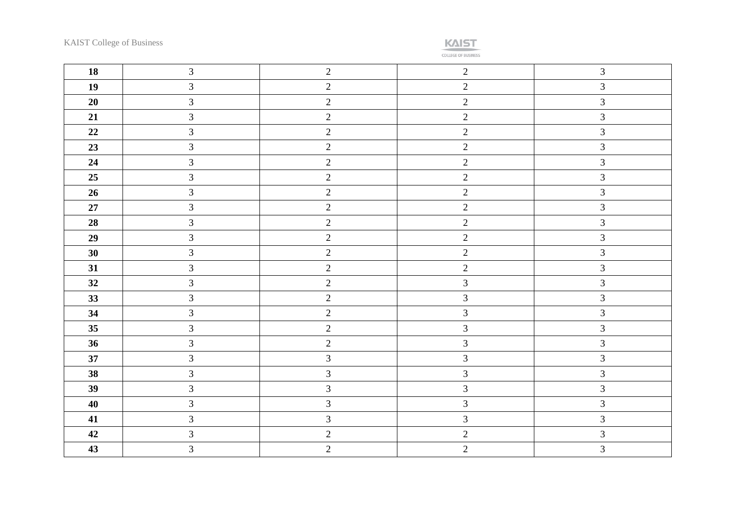| 18 | 3 | 2 | 2 | 3 |
|---|---|---|---|---|
| 19 | 3 | 2 | 2 | 3 |
| 20 | 3 | 2 | 2 | 3 |
| 21 | 3 | 2 | 2 | 3 |
| 22 | 3 | 2 | 2 | 3 |
| 23 | 3 | 2 | 2 | 3 |
| 24 | 3 | 2 | 2 | 3 |
| 25 | 3 | 2 | 2 | 3 |
| 26 | 3 | 2 | 2 | 3 |
| 27 | 3 | 2 | 2 | 3 |
| 28 | 3 | 2 | 2 | 3 |
| 29 | 3 | 2 | 2 | 3 |
| 30 | 3 | 2 | 2 | 3 |
| 31 | 3 | 2 | 2 | 3 |
| 32 | 3 | 2 | 3 | 3 |
| 33 | 3 | 2 | 3 | 3 |
| 34 | 3 | 2 | 3 | 3 |
| 35 | 3 | 2 | 3 | 3 |
| 36 | 3 | 2 | 3 | 3 |
| 37 | 3 | 3 | 3 | 3 |
| 38 | 3 | 3 | 3 | 3 |
| 39 | 3 | 3 | 3 | 3 |
| 40 | 3 | 3 | 3 | 3 |
| 41 | 3 | 3 | 3 | 3 |
| 42 | 3 | 2 | 2 | 3 |
| 43 | 3 | 2 | 2 | 3 |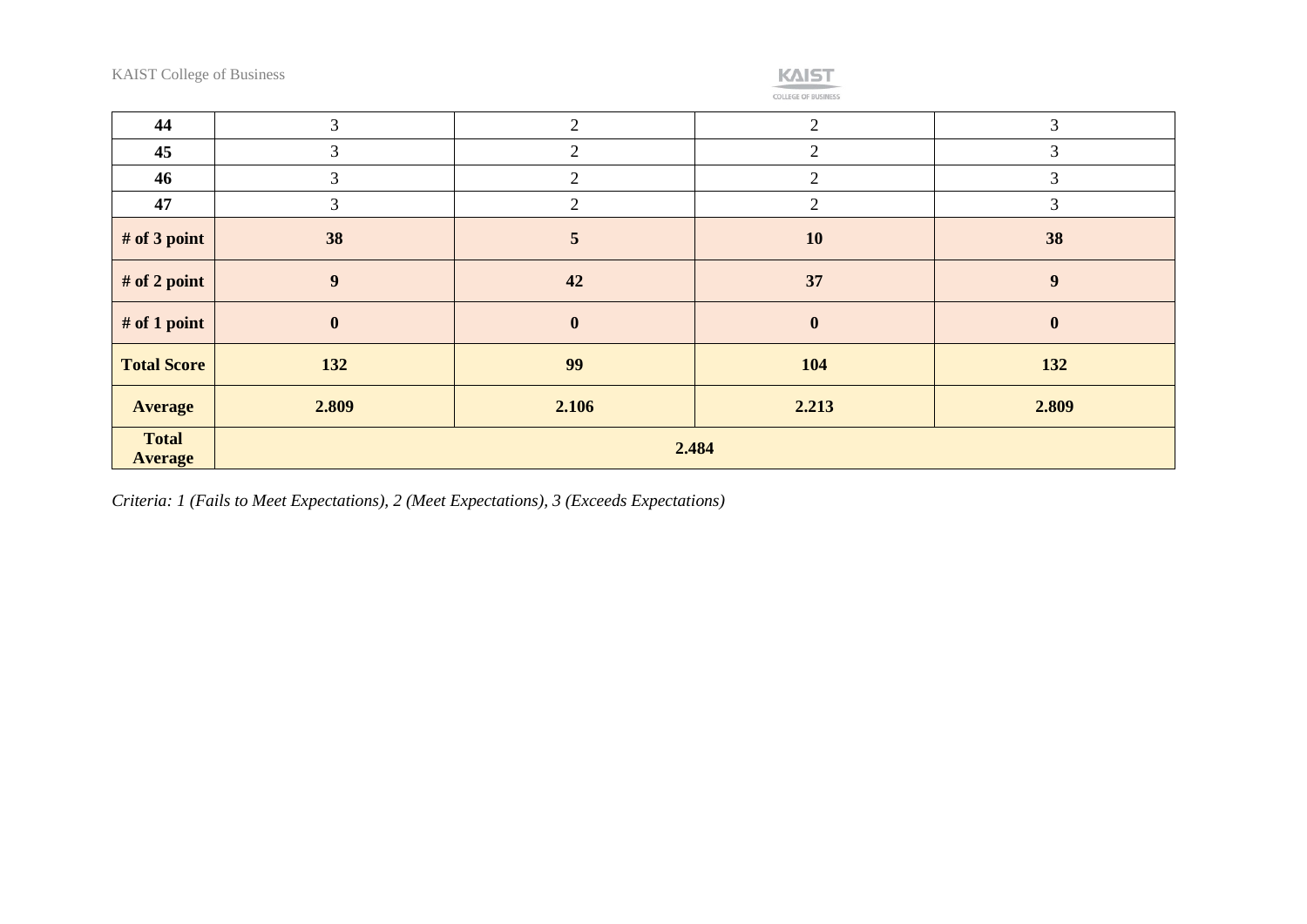| 44 | 3 | 2 | 2 | 3 |
|---|---|---|---|---|
| 45 | 3 | 2 | 2 | 3 |
| 46 | 3 | 2 | 2 | 3 |
| 47 | 3 | 2 | 2 | 3 |
| **# of 3 point** | **38** | **5** | **10** | **38** |
| **# of 2 point** | **9** | **42** | **37** | **9** |
| **# of 1 point** | **0** | **0** | **0** | **0** |
| **Total Score** | **132** | **99** | **104** | **132** |
| **Average** | **2.809** | **2.106** | **2.213** | **2.809** |
| **Total Average** | **2.484** | | | |

*Criteria: 1 (Fails to Meet Expectations), 2 (Meet Expectations), 3 (Exceeds Expectations)*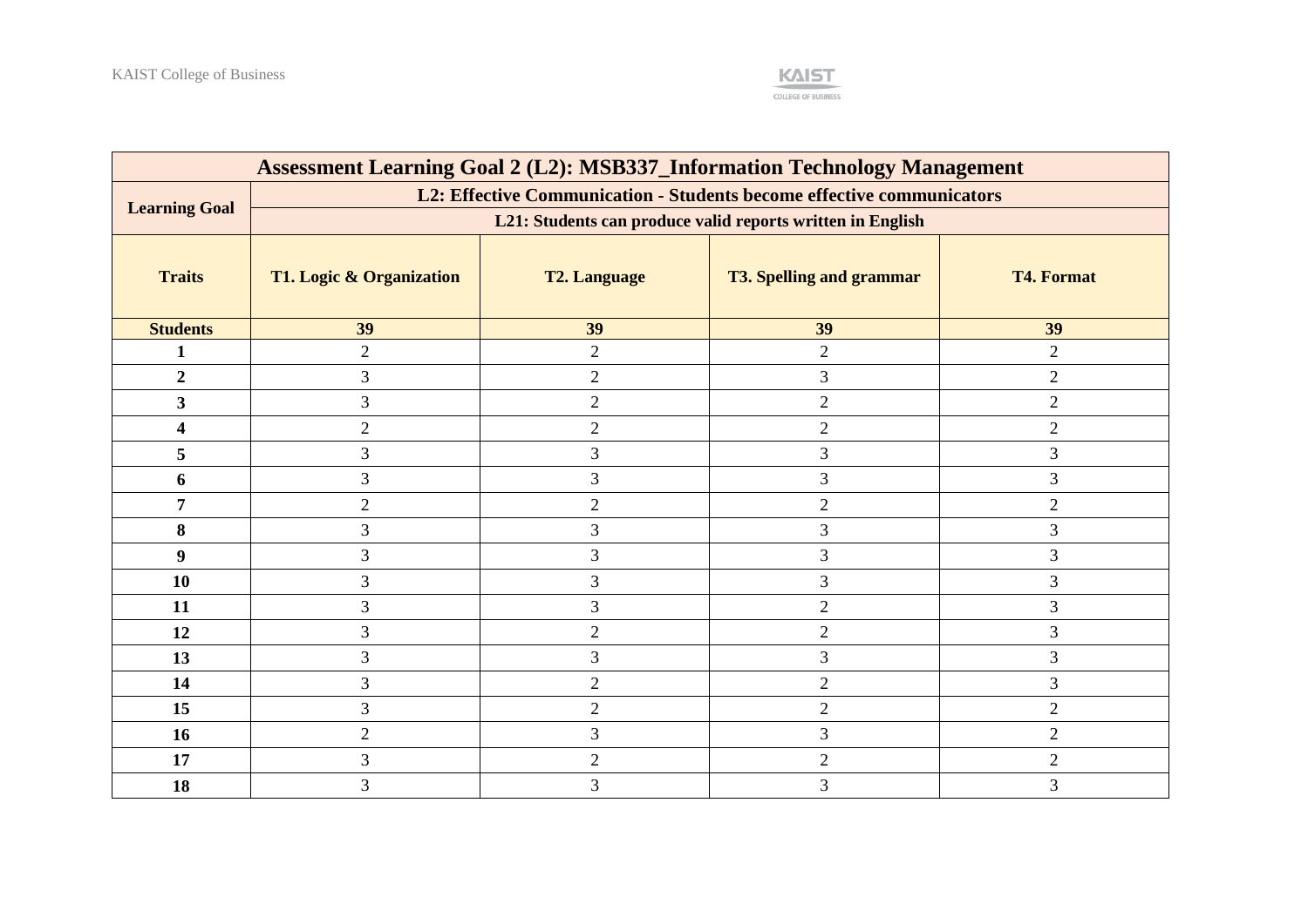| Assessment Learning Goal 2 (L2): MSB337_Information Technology Management | | | | |
|---|---|---|---|---|
| **Learning Goal** | **L2: Effective Communication - Students become effective communicators** | | | |
| | **L21: Students can produce valid reports written in English** | | | |
| **Traits** | **T1. Logic & Organization** | **T2. Language** | **T3. Spelling and grammar** | **T4. Format** |
| **Students** | **39** | **39** | **39** | **39** |
| **1** | 2 | 2 | 2 | 2 |
| **2** | 3 | 2 | 3 | 2 |
| **3** | 3 | 2 | 2 | 2 |
| **4** | 2 | 2 | 2 | 2 |
| **5** | 3 | 3 | 3 | 3 |
| **6** | 3 | 3 | 3 | 3 |
| **7** | 2 | 2 | 2 | 2 |
| **8** | 3 | 3 | 3 | 3 |
| **9** | 3 | 3 | 3 | 3 |
| **10** | 3 | 3 | 3 | 3 |
| **11** | 3 | 3 | 2 | 3 |
| **12** | 3 | 2 | 2 | 3 |
| **13** | 3 | 3 | 3 | 3 |
| **14** | 3 | 2 | 2 | 3 |
| **15** | 3 | 2 | 2 | 2 |
| **16** | 2 | 3 | 3 | 2 |
| **17** | 3 | 2 | 2 | 2 |
| **18** | 3 | 3 | 3 | 3 |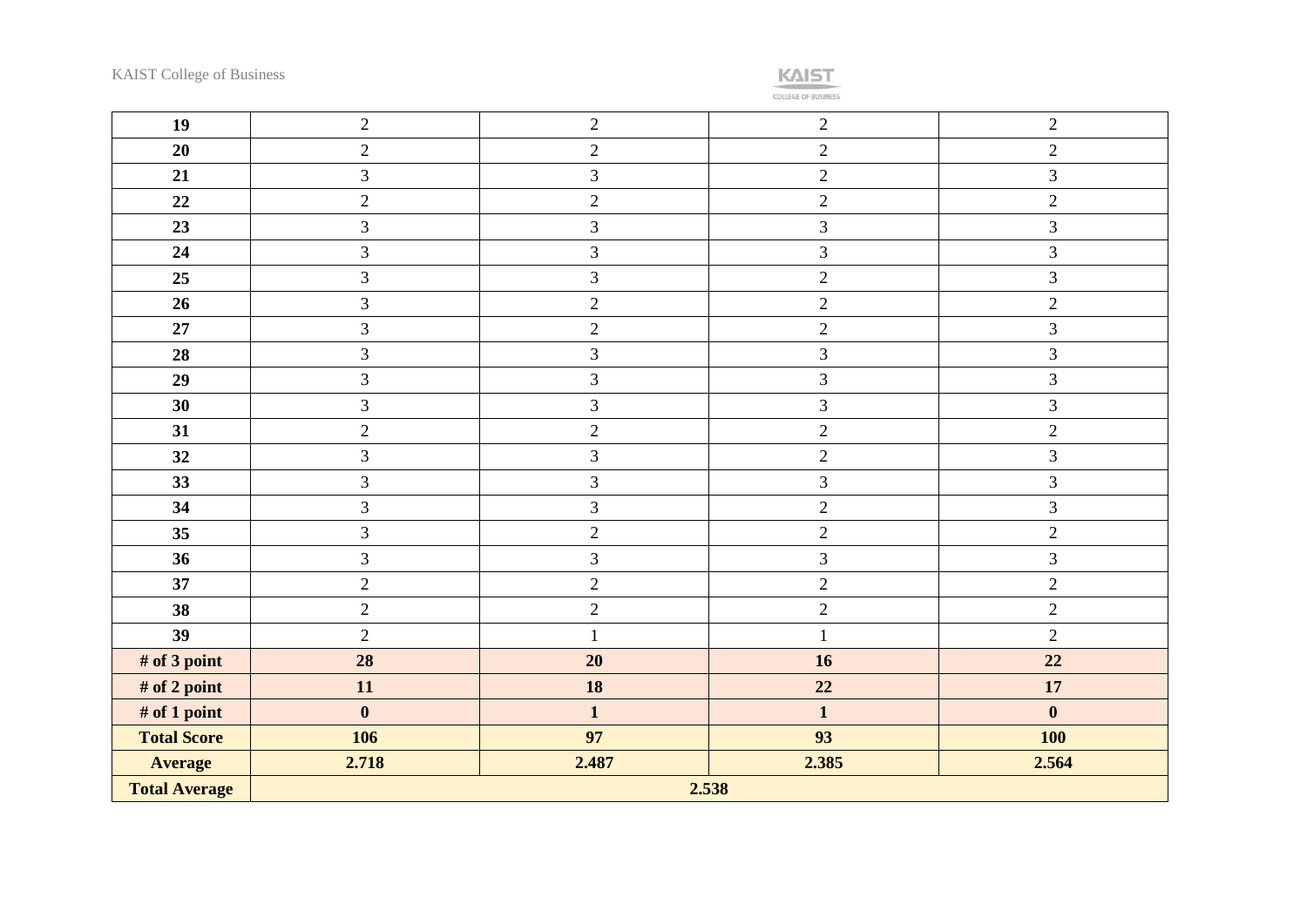| 19 | 2 | 2 | 2 | 2 |
|---|---|---|---|---|
| **20** | 2 | 2 | 2 | 2 |
| **21** | 3 | 3 | 2 | 3 |
| **22** | 2 | 2 | 2 | 2 |
| **23** | 3 | 3 | 3 | 3 |
| **24** | 3 | 3 | 3 | 3 |
| **25** | 3 | 3 | 2 | 3 |
| **26** | 3 | 2 | 2 | 2 |
| **27** | 3 | 2 | 2 | 3 |
| **28** | 3 | 3 | 3 | 3 |
| **29** | 3 | 3 | 3 | 3 |
| **30** | 3 | 3 | 3 | 3 |
| **31** | 2 | 2 | 2 | 2 |
| **32** | 3 | 3 | 2 | 3 |
| **33** | 3 | 3 | 3 | 3 |
| **34** | 3 | 3 | 2 | 3 |
| **35** | 3 | 2 | 2 | 2 |
| **36** | 3 | 3 | 3 | 3 |
| **37** | 2 | 2 | 2 | 2 |
| **38** | 2 | 2 | 2 | 2 |
| **39** | 2 | 1 | 1 | 2 |
| **# of 3 point** | **28** | **20** | **16** | **22** |
| **# of 2 point** | **11** | **18** | **22** | **17** |
| **# of 1 point** | **0** | **1** | **1** | **0** |
| **Total Score** | **106** | **97** | **93** | **100** |
| **Average** | **2.718** | **2.487** | **2.385** | **2.564** |
| **Total Average** | **2.538** | | | |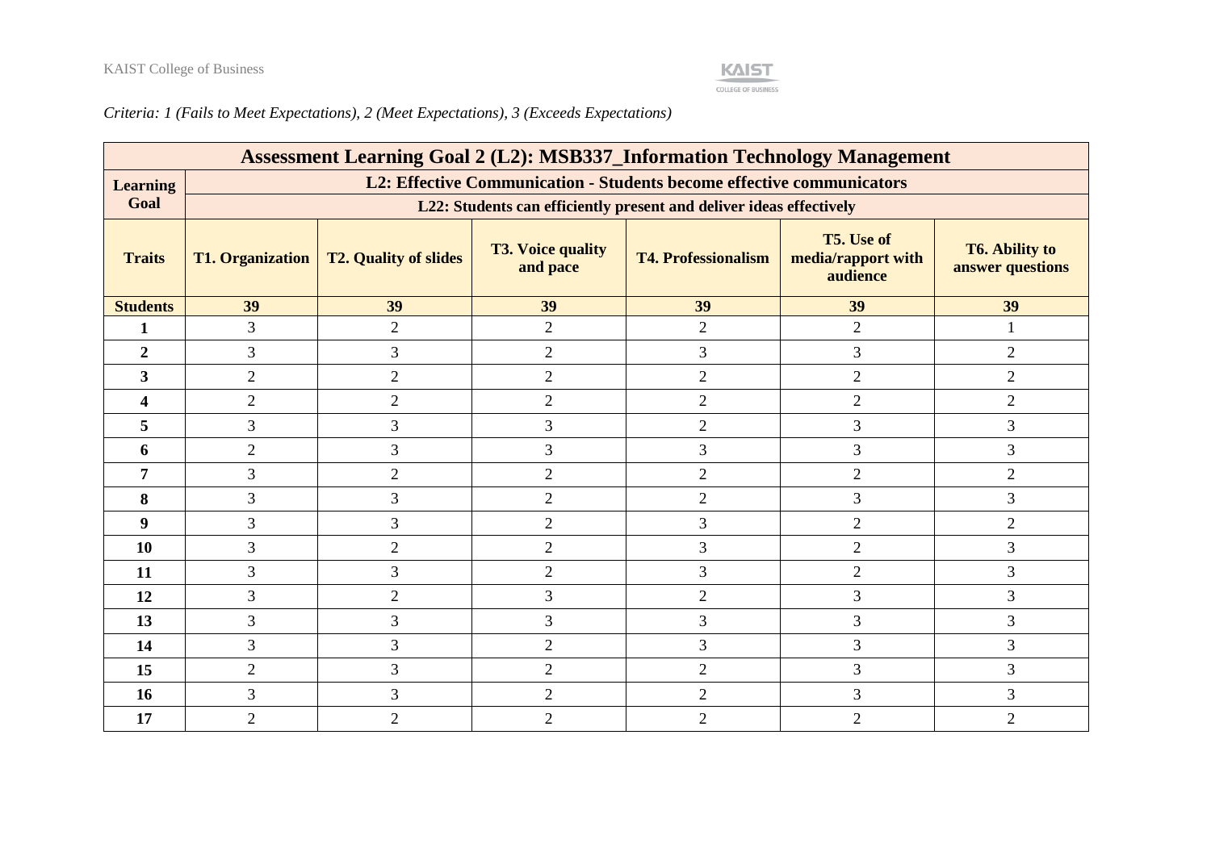*Criteria: 1 (Fails to Meet Expectations), 2 (Meet Expectations), 3 (Exceeds Expectations)*

| **Assessment Learning Goal 2 (L2): MSB337_Information Technology Management** | | | | | | |
|---|---|---|---|---|---|---|
| **Learning Goal** | **L2: Effective Communication - Students become effective communicators** | | | | | |
| | **L22: Students can efficiently present and deliver ideas effectively** | | | | | |
| **Traits** | **T1. Organization** | **T2. Quality of slides** | **T3. Voice quality and pace** | **T4. Professionalism** | **T5. Use of media/rapport with audience** | **T6. Ability to answer questions** |
| **Students** | **39** | **39** | **39** | **39** | **39** | **39** |
| **1** | 3 | 2 | 2 | 2 | 2 | 1 |
| **2** | 3 | 3 | 2 | 3 | 3 | 2 |
| **3** | 2 | 2 | 2 | 2 | 2 | 2 |
| **4** | 2 | 2 | 2 | 2 | 2 | 2 |
| **5** | 3 | 3 | 3 | 2 | 3 | 3 |
| **6** | 2 | 3 | 3 | 3 | 3 | 3 |
| **7** | 3 | 2 | 2 | 2 | 2 | 2 |
| **8** | 3 | 3 | 2 | 2 | 3 | 3 |
| **9** | 3 | 3 | 2 | 3 | 2 | 2 |
| **10** | 3 | 2 | 2 | 3 | 2 | 3 |
| **11** | 3 | 3 | 2 | 3 | 2 | 3 |
| **12** | 3 | 2 | 3 | 2 | 3 | 3 |
| **13** | 3 | 3 | 3 | 3 | 3 | 3 |
| **14** | 3 | 3 | 2 | 3 | 3 | 3 |
| **15** | 2 | 3 | 2 | 2 | 3 | 3 |
| **16** | 3 | 3 | 2 | 2 | 3 | 3 |
| **17** | 2 | 2 | 2 | 2 | 2 | 2 |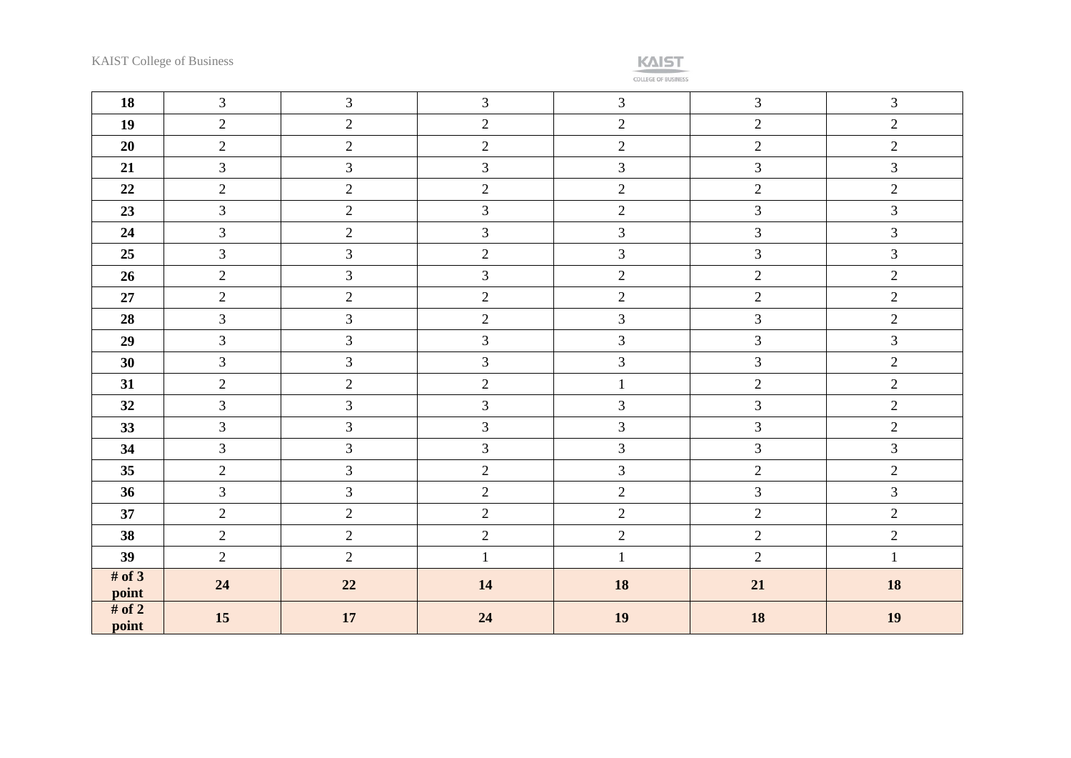| 18 | 3 | 3 | 3 | 3 | 3 | 3 |
|---|---|---|---|---|---|---|
| **19** | 2 | 2 | 2 | 2 | 2 | 2 |
| **20** | 2 | 2 | 2 | 2 | 2 | 2 |
| **21** | 3 | 3 | 3 | 3 | 3 | 3 |
| **22** | 2 | 2 | 2 | 2 | 2 | 2 |
| **23** | 3 | 2 | 3 | 2 | 3 | 3 |
| **24** | 3 | 2 | 3 | 3 | 3 | 3 |
| **25** | 3 | 3 | 2 | 3 | 3 | 3 |
| **26** | 2 | 3 | 3 | 2 | 2 | 2 |
| **27** | 2 | 2 | 2 | 2 | 2 | 2 |
| **28** | 3 | 3 | 2 | 3 | 3 | 2 |
| **29** | 3 | 3 | 3 | 3 | 3 | 3 |
| **30** | 3 | 3 | 3 | 3 | 3 | 2 |
| **31** | 2 | 2 | 2 | 1 | 2 | 2 |
| **32** | 3 | 3 | 3 | 3 | 3 | 2 |
| **33** | 3 | 3 | 3 | 3 | 3 | 2 |
| **34** | 3 | 3 | 3 | 3 | 3 | 3 |
| **35** | 2 | 3 | 2 | 3 | 2 | 2 |
| **36** | 3 | 3 | 2 | 2 | 3 | 3 |
| **37** | 2 | 2 | 2 | 2 | 2 | 2 |
| **38** | 2 | 2 | 2 | 2 | 2 | 2 |
| **39** | 2 | 2 | 1 | 1 | 2 | 1 |
| **# of 3 point** | **24** | **22** | **14** | **18** | **21** | **18** |
| **# of 2 point** | **15** | **17** | **24** | **19** | **18** | **19** |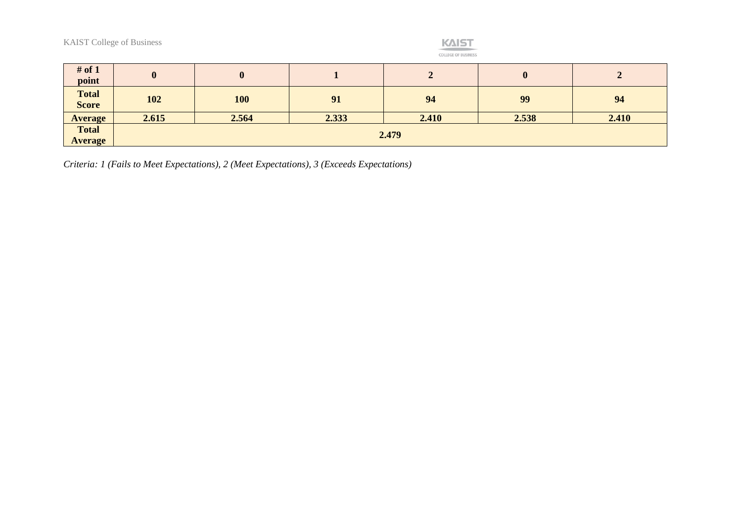| # of 1 point | 0 | 0 | 1 | 2 | 0 | 2 |
|---|---|---|---|---|---|---|
| **Total Score** | **102** | **100** | **91** | **94** | **99** | **94** |
| **Average** | **2.615** | **2.564** | **2.333** | **2.410** | **2.538** | **2.410** |
| **Total Average** | **2.479** | | | | | |

*Criteria: 1 (Fails to Meet Expectations), 2 (Meet Expectations), 3 (Exceeds Expectations)*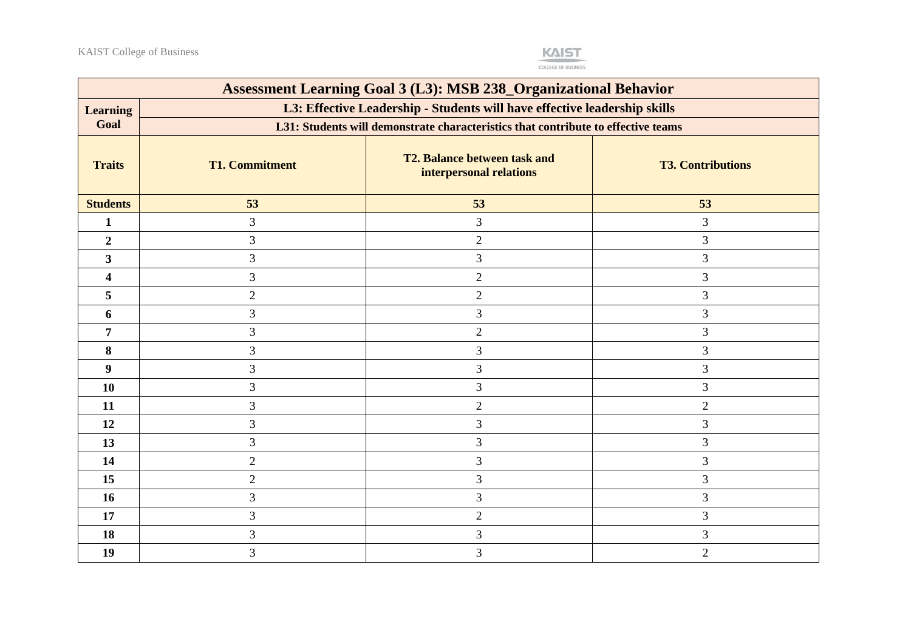| Assessment Learning Goal 3 (L3): MSB 238_Organizational Behavior | | | |
|---|---|---|---|
| **Learning Goal** | **L3: Effective Leadership - Students will have effective leadership skills** | | |
| | **L31: Students will demonstrate characteristics that contribute to effective teams** | | |
| **Traits** | **T1. Commitment** | **T2. Balance between task and interpersonal relations** | **T3. Contributions** |
| **Students** | **53** | **53** | **53** |
| **1** | 3 | 3 | 3 |
| **2** | 3 | 2 | 3 |
| **3** | 3 | 3 | 3 |
| **4** | 3 | 2 | 3 |
| **5** | 2 | 2 | 3 |
| **6** | 3 | 3 | 3 |
| **7** | 3 | 2 | 3 |
| **8** | 3 | 3 | 3 |
| **9** | 3 | 3 | 3 |
| **10** | 3 | 3 | 3 |
| **11** | 3 | 2 | 2 |
| **12** | 3 | 3 | 3 |
| **13** | 3 | 3 | 3 |
| **14** | 2 | 3 | 3 |
| **15** | 2 | 3 | 3 |
| **16** | 3 | 3 | 3 |
| **17** | 3 | 2 | 3 |
| **18** | 3 | 3 | 3 |
| **19** | 3 | 3 | 2 |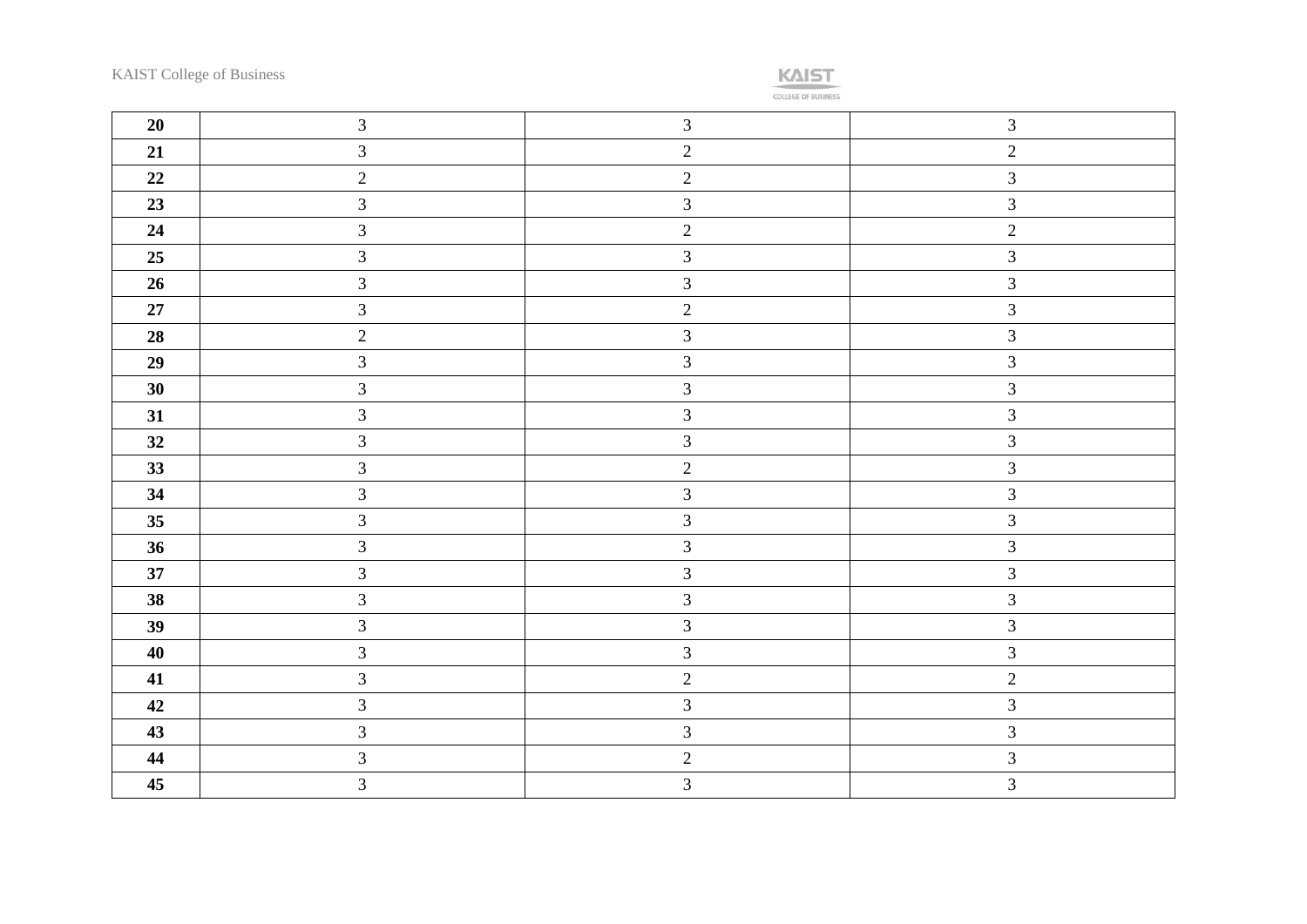| | | | |
|---|---|---|---|
| **20** | 3 | 3 | 3 |
| **21** | 3 | 2 | 2 |
| **22** | 2 | 2 | 3 |
| **23** | 3 | 3 | 3 |
| **24** | 3 | 2 | 2 |
| **25** | 3 | 3 | 3 |
| **26** | 3 | 3 | 3 |
| **27** | 3 | 2 | 3 |
| **28** | 2 | 3 | 3 |
| **29** | 3 | 3 | 3 |
| **30** | 3 | 3 | 3 |
| **31** | 3 | 3 | 3 |
| **32** | 3 | 3 | 3 |
| **33** | 3 | 2 | 3 |
| **34** | 3 | 3 | 3 |
| **35** | 3 | 3 | 3 |
| **36** | 3 | 3 | 3 |
| **37** | 3 | 3 | 3 |
| **38** | 3 | 3 | 3 |
| **39** | 3 | 3 | 3 |
| **40** | 3 | 3 | 3 |
| **41** | 3 | 2 | 2 |
| **42** | 3 | 3 | 3 |
| **43** | 3 | 3 | 3 |
| **44** | 3 | 2 | 3 |
| **45** | 3 | 3 | 3 |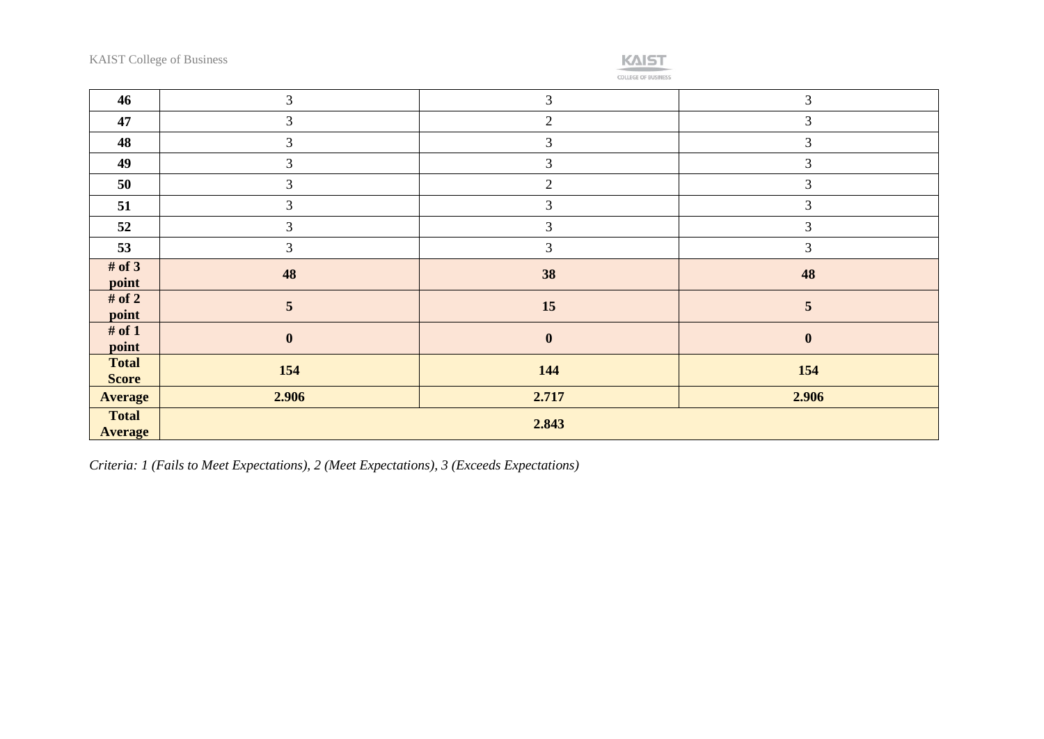| 46 | 3 | 3 | 3 |
|---|---|---|---|
| 47 | 3 | 2 | 3 |
| 48 | 3 | 3 | 3 |
| 49 | 3 | 3 | 3 |
| 50 | 3 | 2 | 3 |
| 51 | 3 | 3 | 3 |
| 52 | 3 | 3 | 3 |
| 53 | 3 | 3 | 3 |
| **# of 3 point** | **48** | **38** | **48** |
| **# of 2 point** | **5** | **15** | **5** |
| **# of 1 point** | **0** | **0** | **0** |
| **Total Score** | **154** | **144** | **154** |
| **Average** | **2.906** | **2.717** | **2.906** |
| **Total Average** | **2.843** | | |

*Criteria: 1 (Fails to Meet Expectations), 2 (Meet Expectations), 3 (Exceeds Expectations)*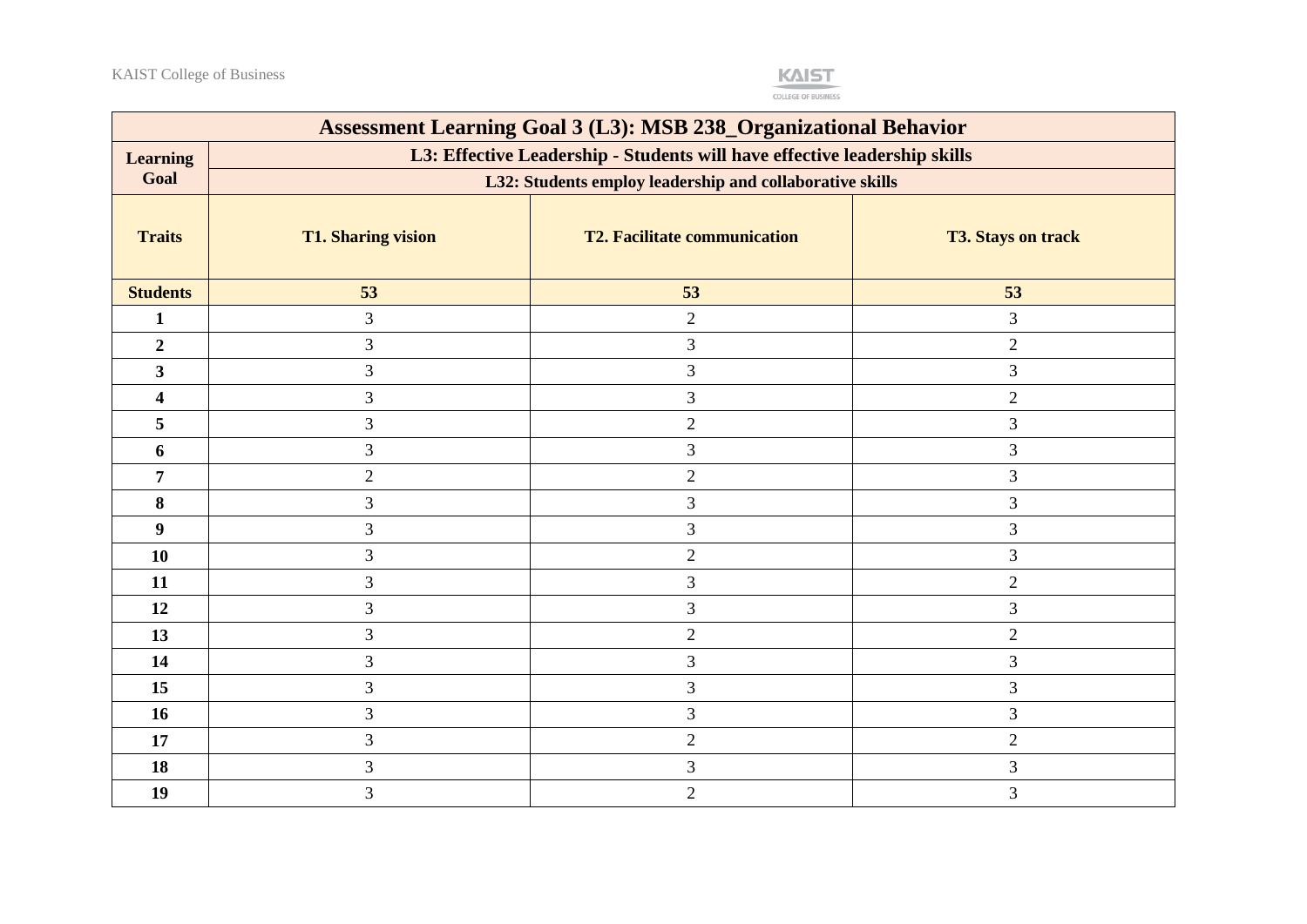| Assessment Learning Goal 3 (L3): MSB 238_Organizational Behavior | | | |
|---|---|---|---|
| **Learning Goal** | **L3: Effective Leadership - Students will have effective leadership skills** | | |
| | **L32: Students employ leadership and collaborative skills** | | |
| **Traits** | **T1. Sharing vision** | **T2. Facilitate communication** | **T3. Stays on track** |
| **Students** | **53** | **53** | **53** |
| **1** | 3 | 2 | 3 |
| **2** | 3 | 3 | 2 |
| **3** | 3 | 3 | 3 |
| **4** | 3 | 3 | 2 |
| **5** | 3 | 2 | 3 |
| **6** | 3 | 3 | 3 |
| **7** | 2 | 2 | 3 |
| **8** | 3 | 3 | 3 |
| **9** | 3 | 3 | 3 |
| **10** | 3 | 2 | 3 |
| **11** | 3 | 3 | 2 |
| **12** | 3 | 3 | 3 |
| **13** | 3 | 2 | 2 |
| **14** | 3 | 3 | 3 |
| **15** | 3 | 3 | 3 |
| **16** | 3 | 3 | 3 |
| **17** | 3 | 2 | 2 |
| **18** | 3 | 3 | 3 |
| **19** | 3 | 2 | 3 |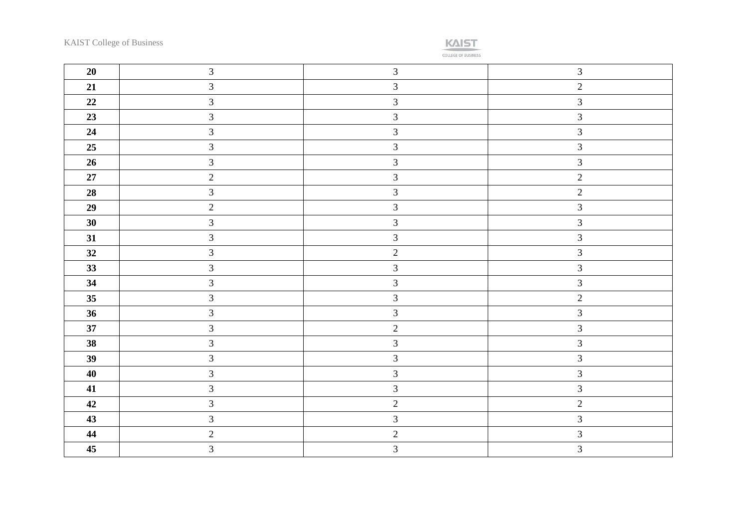| **20** | 3 | 3 | 3 |
|---|---|---|---|
| **21** | 3 | 3 | 2 |
| **22** | 3 | 3 | 3 |
| **23** | 3 | 3 | 3 |
| **24** | 3 | 3 | 3 |
| **25** | 3 | 3 | 3 |
| **26** | 3 | 3 | 3 |
| **27** | 2 | 3 | 2 |
| **28** | 3 | 3 | 2 |
| **29** | 2 | 3 | 3 |
| **30** | 3 | 3 | 3 |
| **31** | 3 | 3 | 3 |
| **32** | 3 | 2 | 3 |
| **33** | 3 | 3 | 3 |
| **34** | 3 | 3 | 3 |
| **35** | 3 | 3 | 2 |
| **36** | 3 | 3 | 3 |
| **37** | 3 | 2 | 3 |
| **38** | 3 | 3 | 3 |
| **39** | 3 | 3 | 3 |
| **40** | 3 | 3 | 3 |
| **41** | 3 | 3 | 3 |
| **42** | 3 | 2 | 2 |
| **43** | 3 | 3 | 3 |
| **44** | 2 | 2 | 3 |
| **45** | 3 | 3 | 3 |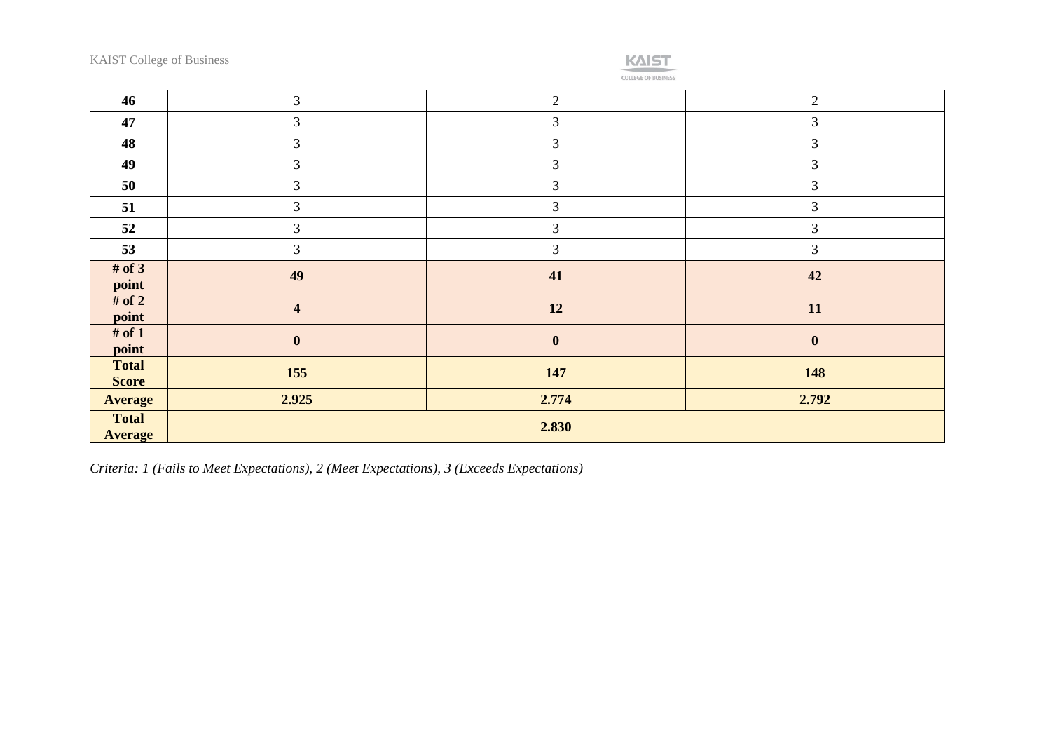| 46 | 3 | 2 | 2 |
|---|---|---|---|
| 47 | 3 | 3 | 3 |
| 48 | 3 | 3 | 3 |
| 49 | 3 | 3 | 3 |
| 50 | 3 | 3 | 3 |
| 51 | 3 | 3 | 3 |
| 52 | 3 | 3 | 3 |
| 53 | 3 | 3 | 3 |
| **# of 3 point** | **49** | **41** | **42** |
| **# of 2 point** | **4** | **12** | **11** |
| **# of 1 point** | **0** | **0** | **0** |
| **Total Score** | **155** | **147** | **148** |
| **Average** | **2.925** | **2.774** | **2.792** |
| **Total Average** | **2.830** | | |

*Criteria: 1 (Fails to Meet Expectations), 2 (Meet Expectations), 3 (Exceeds Expectations)*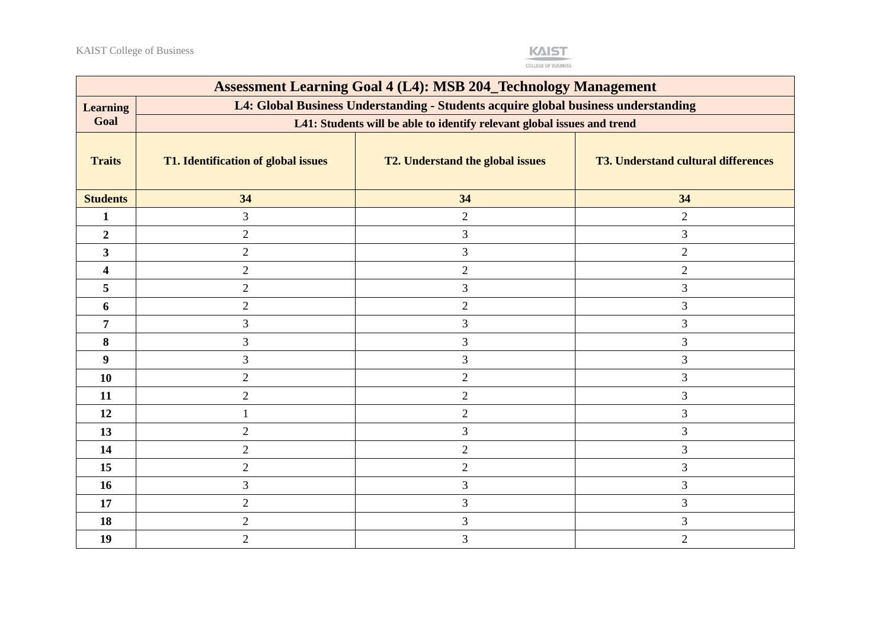| Assessment Learning Goal 4 (L4): MSB 204_Technology Management | | | |
|---|---|---|---|
| Learning Goal | L4: Global Business Understanding - Students acquire global business understanding | | |
| | L41: Students will be able to identify relevant global issues and trend | | |
| Traits | T1. Identification of global issues | T2. Understand the global issues | T3. Understand cultural differences |
| Students | 34 | 34 | 34 |
| 1 | 3 | 2 | 2 |
| 2 | 2 | 3 | 3 |
| 3 | 2 | 3 | 2 |
| 4 | 2 | 2 | 2 |
| 5 | 2 | 3 | 3 |
| 6 | 2 | 2 | 3 |
| 7 | 3 | 3 | 3 |
| 8 | 3 | 3 | 3 |
| 9 | 3 | 3 | 3 |
| 10 | 2 | 2 | 3 |
| 11 | 2 | 2 | 3 |
| 12 | 1 | 2 | 3 |
| 13 | 2 | 3 | 3 |
| 14 | 2 | 2 | 3 |
| 15 | 2 | 2 | 3 |
| 16 | 3 | 3 | 3 |
| 17 | 2 | 3 | 3 |
| 18 | 2 | 3 | 3 |
| 19 | 2 | 3 | 2 |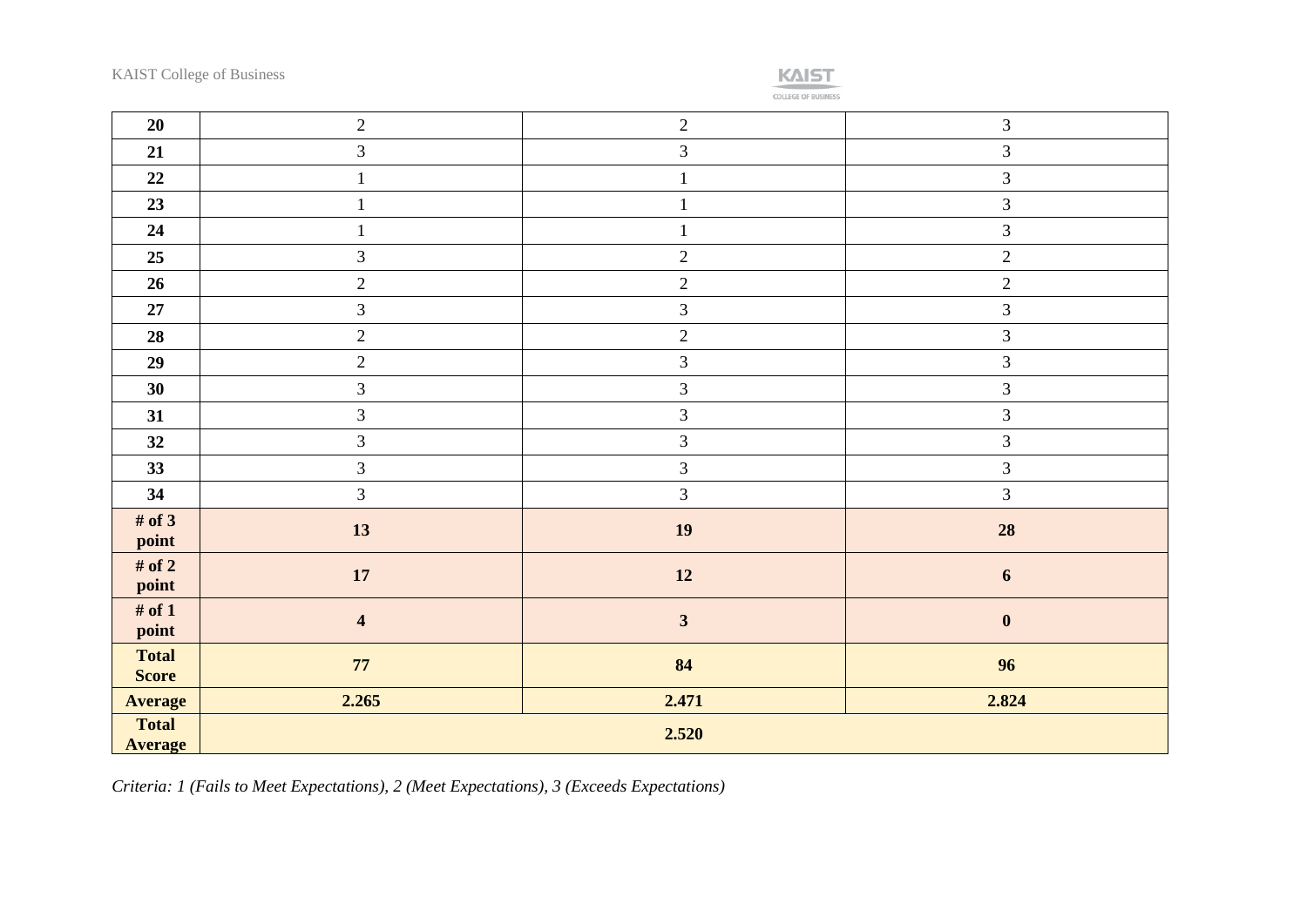| | | | |
|---|---|---|---|
| **20** | 2 | 2 | 3 |
| **21** | 3 | 3 | 3 |
| **22** | 1 | 1 | 3 |
| **23** | 1 | 1 | 3 |
| **24** | 1 | 1 | 3 |
| **25** | 3 | 2 | 2 |
| **26** | 2 | 2 | 2 |
| **27** | 3 | 3 | 3 |
| **28** | 2 | 2 | 3 |
| **29** | 2 | 3 | 3 |
| **30** | 3 | 3 | 3 |
| **31** | 3 | 3 | 3 |
| **32** | 3 | 3 | 3 |
| **33** | 3 | 3 | 3 |
| **34** | 3 | 3 | 3 |
| **# of 3 point** | **13** | **19** | **28** |
| **# of 2 point** | **17** | **12** | **6** |
| **# of 1 point** | **4** | **3** | **0** |
| **Total Score** | **77** | **84** | **96** |
| **Average** | **2.265** | **2.471** | **2.824** |
| **Total Average** | **2.520** | | |

*Criteria: 1 (Fails to Meet Expectations), 2 (Meet Expectations), 3 (Exceeds Expectations)*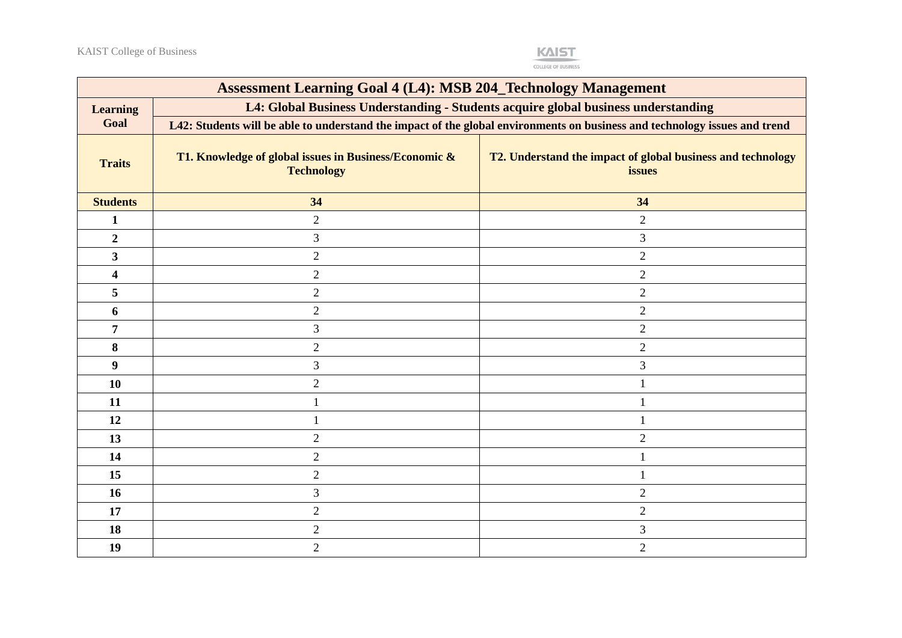| Assessment Learning Goal 4 (L4): MSB 204_Technology Management | | |
|---|---|---|
| **Learning Goal** | **L4: Global Business Understanding - Students acquire global business understanding** | |
| | **L42: Students will be able to understand the impact of the global environments on business and technology issues and trend** | |
| **Traits** | **T1. Knowledge of global issues in Business/Economic & Technology** | **T2. Understand the impact of global business and technology issues** |
| **Students** | **34** | **34** |
| **1** | 2 | 2 |
| **2** | 3 | 3 |
| **3** | 2 | 2 |
| **4** | 2 | 2 |
| **5** | 2 | 2 |
| **6** | 2 | 2 |
| **7** | 3 | 2 |
| **8** | 2 | 2 |
| **9** | 3 | 3 |
| **10** | 2 | 1 |
| **11** | 1 | 1 |
| **12** | 1 | 1 |
| **13** | 2 | 2 |
| **14** | 2 | 1 |
| **15** | 2 | 1 |
| **16** | 3 | 2 |
| **17** | 2 | 2 |
| **18** | 2 | 3 |
| **19** | 2 | 2 |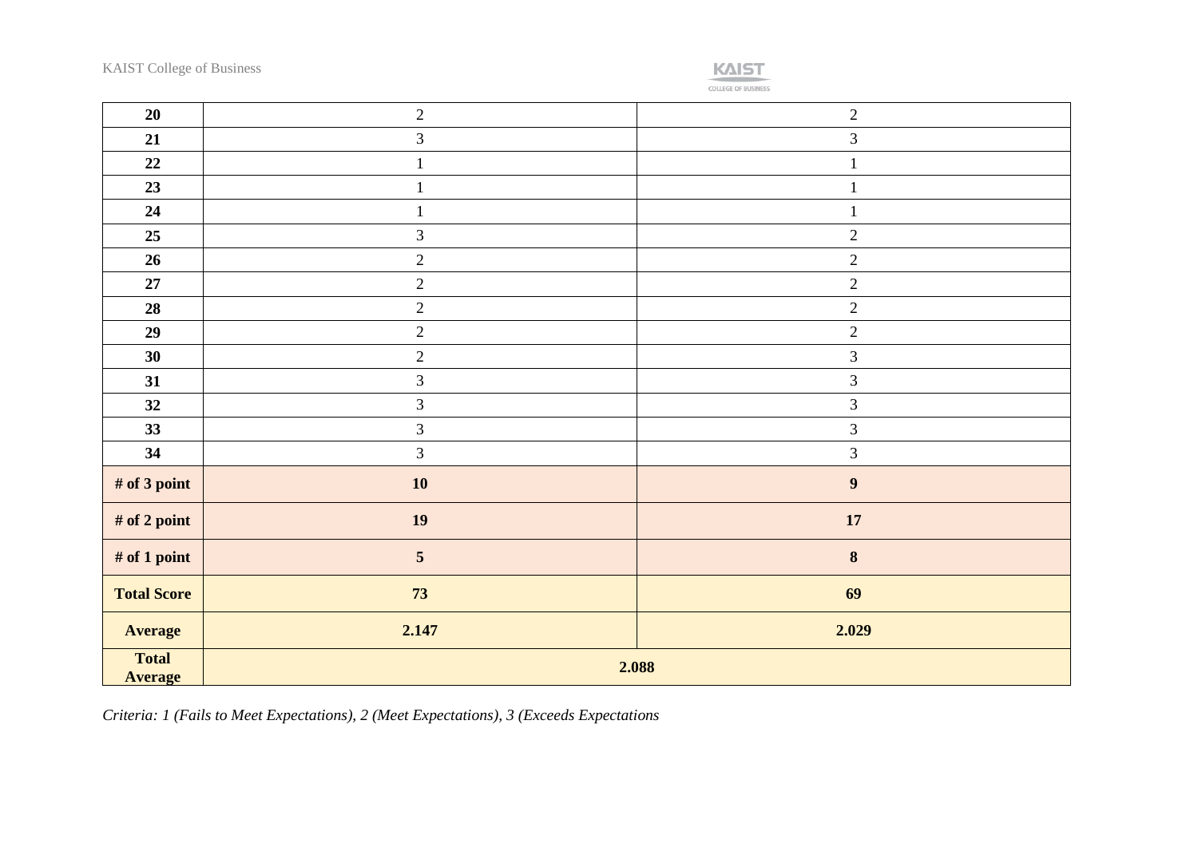| | | |
|---|---|---|
| **20** | 2 | 2 |
| **21** | 3 | 3 |
| **22** | 1 | 1 |
| **23** | 1 | 1 |
| **24** | 1 | 1 |
| **25** | 3 | 2 |
| **26** | 2 | 2 |
| **27** | 2 | 2 |
| **28** | 2 | 2 |
| **29** | 2 | 2 |
| **30** | 2 | 3 |
| **31** | 3 | 3 |
| **32** | 3 | 3 |
| **33** | 3 | 3 |
| **34** | 3 | 3 |
| **# of 3 point** | **10** | **9** |
| **# of 2 point** | **19** | **17** |
| **# of 1 point** | **5** | **8** |
| **Total Score** | **73** | **69** |
| **Average** | **2.147** | **2.029** |
| **Total Average** | **2.088** | |

*Criteria: 1 (Fails to Meet Expectations), 2 (Meet Expectations), 3 (Exceeds Expectations*